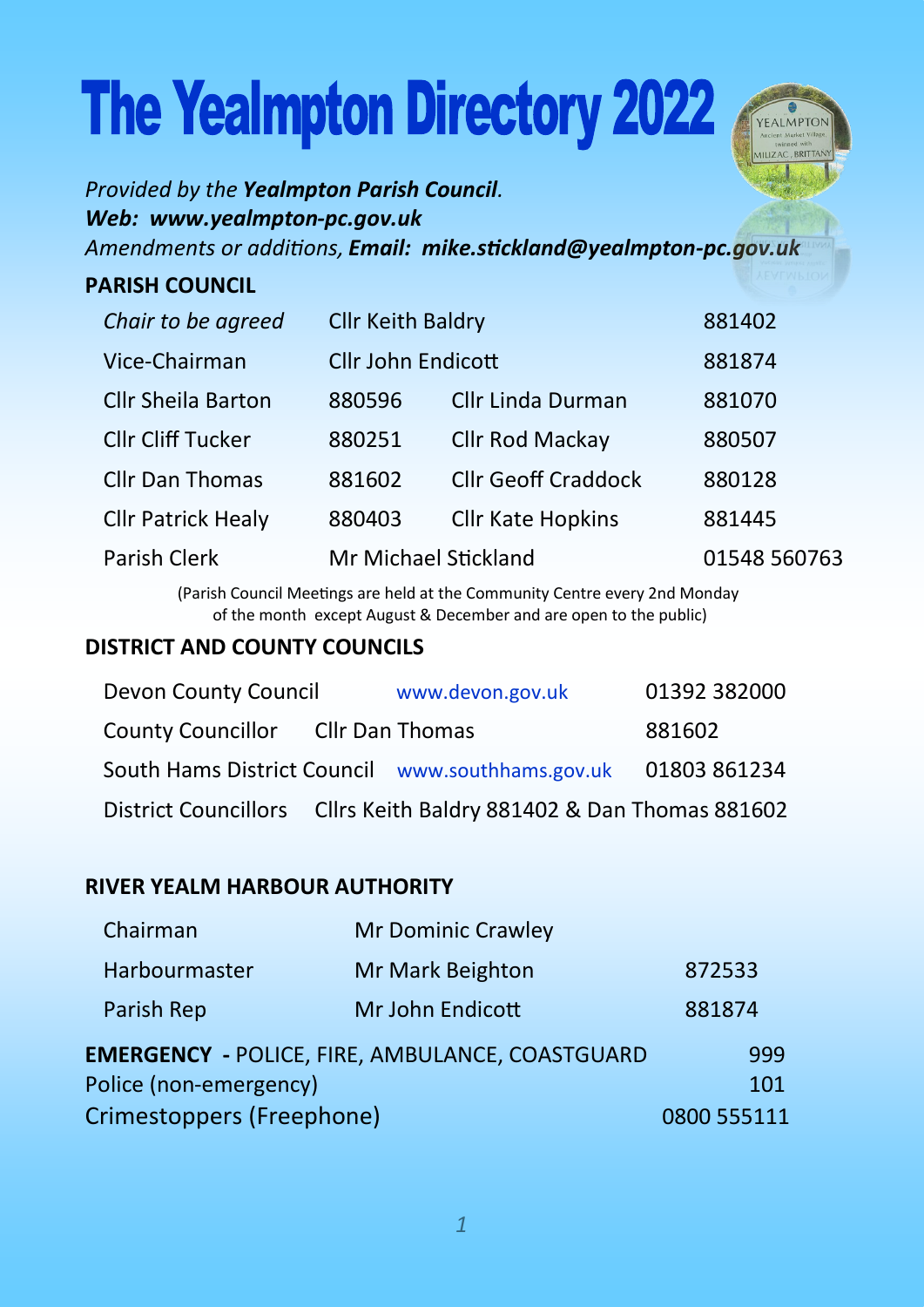# The Yealmpton Directory 2022

*Provided by the **Yealmpton Parish Council**.*
***Web: www.yealmpton-pc.gov.uk***
*Amendments or additions, **Email: mike.stickland@yealmpton-pc.gov.uk***

## PARISH COUNCIL

| | | | |
|---|---|---|---|
| *Chair to be agreed* | Cllr Keith Baldry | | 881402 |
| Vice-Chairman | Cllr John Endicott | | 881874 |
| Cllr Sheila Barton | 880596 | Cllr Linda Durman | 881070 |
| Cllr Cliff Tucker | 880251 | Cllr Rod Mackay | 880507 |
| Cllr Dan Thomas | 881602 | Cllr Geoff Craddock | 880128 |
| Cllr Patrick Healy | 880403 | Cllr Kate Hopkins | 881445 |
| Parish Clerk | Mr Michael Stickland | | 01548 560763 |

(Parish Council Meetings are held at the Community Centre every 2nd Monday of the month except August & December and are open to the public)

## DISTRICT AND COUNTY COUNCILS

| | | |
|---|---|---|
| Devon County Council | www.devon.gov.uk | 01392 382000 |
| County Councillor | Cllr Dan Thomas | 881602 |
| South Hams District Council | www.southhams.gov.uk | 01803 861234 |
| District Councillors | Cllrs Keith Baldry 881402 & Dan Thomas 881602 | |

## RIVER YEALM HARBOUR AUTHORITY

| | | |
|---|---|---|
| Chairman | Mr Dominic Crawley | |
| Harbourmaster | Mr Mark Beighton | 872533 |
| Parish Rep | Mr John Endicott | 881874 |

| | |
|---|---|
| **EMERGENCY -** POLICE, FIRE, AMBULANCE, COASTGUARD | 999 |
| Police (non-emergency) | 101 |
| Crimestoppers (Freephone) | 0800 555111 |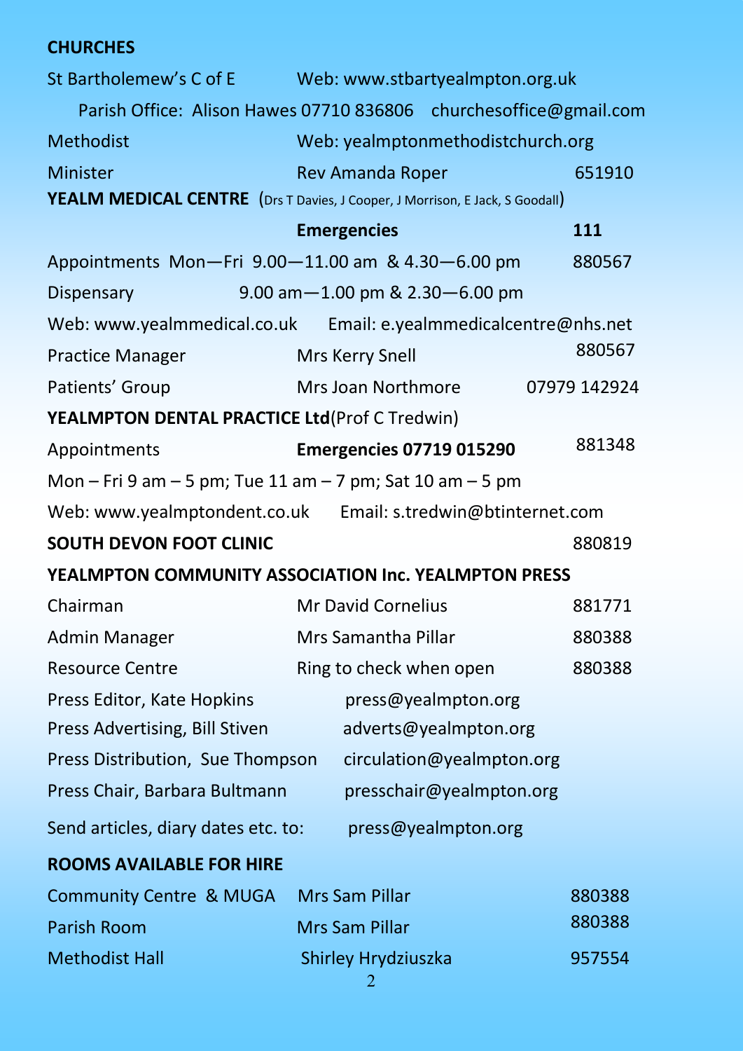## CHURCHES

| | | |
|---|---|---|
| St Bartholemew's C of E | Web: www.stbartyealmpton.org.uk | |
| Parish Office: Alison Hawes 07710 836806 | churchesoffice@gmail.com | |
| Methodist | Web: yealmptonmethodistchurch.org | |
| Minister | Rev Amanda Roper | 651910 |

## YEALM MEDICAL CENTRE (Drs T Davies, J Cooper, J Morrison, E Jack, S Goodall)

| | | |
|---|---|---|
| | **Emergencies** | **111** |
| Appointments Mon—Fri 9.00—11.00 am & 4.30—6.00 pm | | 880567 |
| Dispensary | 9.00 am—1.00 pm & 2.30—6.00 pm | |
| Web: www.yealmmedical.co.uk | Email: e.yealmmedicalcentre@nhs.net | |
| Practice Manager | Mrs Kerry Snell | 880567 |
| Patients' Group | Mrs Joan Northmore | 07979 142924 |

## YEALMPTON DENTAL PRACTICE Ltd (Prof C Tredwin)

| | | |
|---|---|---|
| Appointments | **Emergencies 07719 015290** | 881348 |

Mon – Fri 9 am – 5 pm; Tue 11 am – 7 pm; Sat 10 am – 5 pm

Web: www.yealmptondent.co.uk Email: s.tredwin@btinternet.com

## SOUTH DEVON FOOT CLINIC 880819

## YEALMPTON COMMUNITY ASSOCIATION Inc. YEALMPTON PRESS

| | | |
|---|---|---|
| Chairman | Mr David Cornelius | 881771 |
| Admin Manager | Mrs Samantha Pillar | 880388 |
| Resource Centre | Ring to check when open | 880388 |
| Press Editor, Kate Hopkins | press@yealmpton.org | |
| Press Advertising, Bill Stiven | adverts@yealmpton.org | |
| Press Distribution, Sue Thompson | circulation@yealmpton.org | |
| Press Chair, Barbara Bultmann | presschair@yealmpton.org | |

Send articles, diary dates etc. to: press@yealmpton.org

## ROOMS AVAILABLE FOR HIRE

| | | |
|---|---|---|
| Community Centre & MUGA | Mrs Sam Pillar | 880388 |
| Parish Room | Mrs Sam Pillar | 880388 |
| Methodist Hall | Shirley Hrydziuszka | 957554 |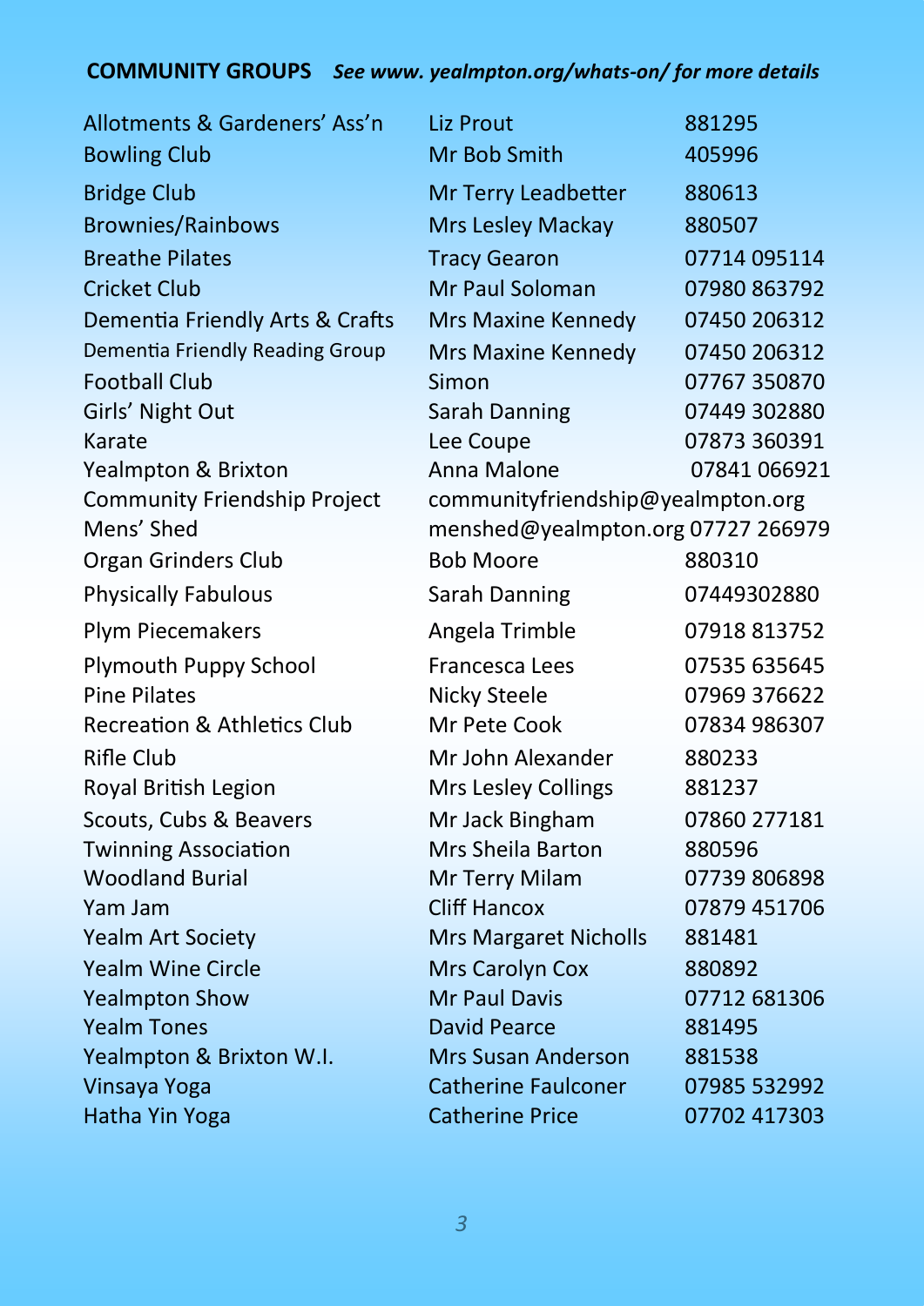**COMMUNITY GROUPS** ***See www. yealmpton.org/whats-on/ for more details***

| | | |
|---|---|---|
| Allotments & Gardeners' Ass'n | Liz Prout | 881295 |
| Bowling Club | Mr Bob Smith | 405996 |
| Bridge Club | Mr Terry Leadbetter | 880613 |
| Brownies/Rainbows | Mrs Lesley Mackay | 880507 |
| Breathe Pilates | Tracy Gearon | 07714 095114 |
| Cricket Club | Mr Paul Soloman | 07980 863792 |
| Dementia Friendly Arts & Crafts | Mrs Maxine Kennedy | 07450 206312 |
| Dementia Friendly Reading Group | Mrs Maxine Kennedy | 07450 206312 |
| Football Club | Simon | 07767 350870 |
| Girls' Night Out | Sarah Danning | 07449 302880 |
| Karate | Lee Coupe | 07873 360391 |
| Yealmpton & Brixton Community Friendship Project | Anna Malone communityfriendship@yealmpton.org | 07841 066921 |
| Mens' Shed | menshed@yealmpton.org | 07727 266979 |
| Organ Grinders Club | Bob Moore | 880310 |
| Physically Fabulous | Sarah Danning | 07449302880 |
| Plym Piecemakers | Angela Trimble | 07918 813752 |
| Plymouth Puppy School | Francesca Lees | 07535 635645 |
| Pine Pilates | Nicky Steele | 07969 376622 |
| Recreation & Athletics Club | Mr Pete Cook | 07834 986307 |
| Rifle Club | Mr John Alexander | 880233 |
| Royal British Legion | Mrs Lesley Collings | 881237 |
| Scouts, Cubs & Beavers | Mr Jack Bingham | 07860 277181 |
| Twinning Association | Mrs Sheila Barton | 880596 |
| Woodland Burial | Mr Terry Milam | 07739 806898 |
| Yam Jam | Cliff Hancox | 07879 451706 |
| Yealm Art Society | Mrs Margaret Nicholls | 881481 |
| Yealm Wine Circle | Mrs Carolyn Cox | 880892 |
| Yealmpton Show | Mr Paul Davis | 07712 681306 |
| Yealm Tones | David Pearce | 881495 |
| Yealmpton & Brixton W.I. | Mrs Susan Anderson | 881538 |
| Vinsaya Yoga | Catherine Faulconer | 07985 532992 |
| Hatha Yin Yoga | Catherine Price | 07702 417303 |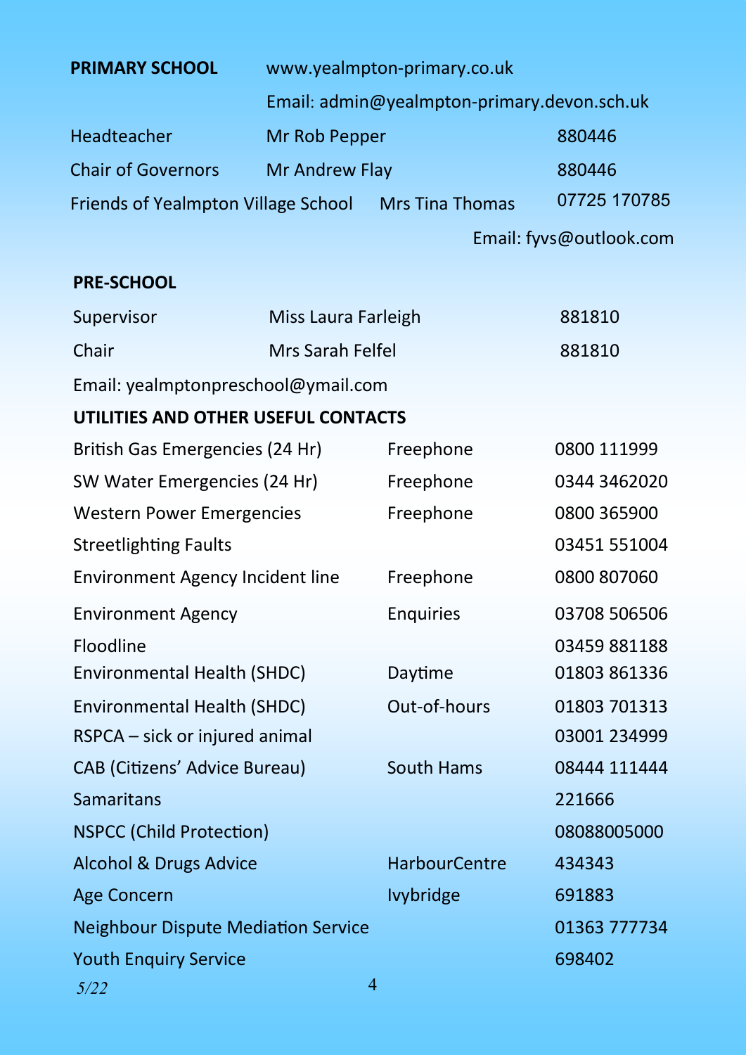## PRIMARY SCHOOL

www.yealmpton-primary.co.uk

Email: admin@yealmpton-primary.devon.sch.uk

| | | |
|---|---|---|
| Headteacher | Mr Rob Pepper | 880446 |
| Chair of Governors | Mr Andrew Flay | 880446 |
| Friends of Yealmpton Village School | Mrs Tina Thomas | 07725 170785 |

Email: fyvs@outlook.com

## PRE-SCHOOL

| | | |
|---|---|---|
| Supervisor | Miss Laura Farleigh | 881810 |
| Chair | Mrs Sarah Felfel | 881810 |

Email: yealmptonpreschool@ymail.com

## UTILITIES AND OTHER USEFUL CONTACTS

| | | |
|---|---|---|
| British Gas Emergencies (24 Hr) | Freephone | 0800 111999 |
| SW Water Emergencies (24 Hr) | Freephone | 0344 3462020 |
| Western Power Emergencies | Freephone | 0800 365900 |
| Streetlighting Faults | | 03451 551004 |
| Environment Agency Incident line | Freephone | 0800 807060 |
| Environment Agency | Enquiries | 03708 506506 |
| Floodline | | 03459 881188 |
| Environmental Health (SHDC) | Daytime | 01803 861336 |
| Environmental Health (SHDC) | Out-of-hours | 01803 701313 |
| RSPCA – sick or injured animal | | 03001 234999 |
| CAB (Citizens' Advice Bureau) | South Hams | 08444 111444 |
| Samaritans | | 221666 |
| NSPCC (Child Protection) | | 08088005000 |
| Alcohol & Drugs Advice | HarbourCentre | 434343 |
| Age Concern | Ivybridge | 691883 |
| Neighbour Dispute Mediation Service | | 01363 777734 |
| Youth Enquiry Service | | 698402 |

*5/22*